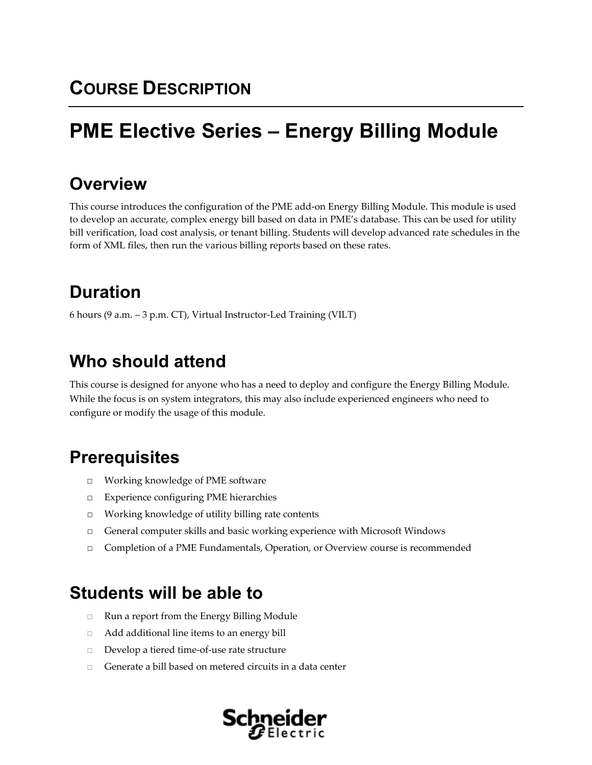## COURSE DESCRIPTION

# PME Elective Series – Energy Billing Module

## Overview

This course introduces the configuration of the PME add-on Energy Billing Module. This module is used to develop an accurate, complex energy bill based on data in PME's database. This can be used for utility bill verification, load cost analysis, or tenant billing. Students will develop advanced rate schedules in the form of XML files, then run the various billing reports based on these rates.

## Duration

6 hours (9 a.m. – 3 p.m. CT), Virtual Instructor-Led Training (VILT)

## Who should attend

This course is designed for anyone who has a need to deploy and configure the Energy Billing Module. While the focus is on system integrators, this may also include experienced engineers who need to configure or modify the usage of this module.

## Prerequisites

- Working knowledge of PME software
- Experience configuring PME hierarchies
- Working knowledge of utility billing rate contents
- General computer skills and basic working experience with Microsoft Windows
- Completion of a PME Fundamentals, Operation, or Overview course is recommended

## Students will be able to

- Run a report from the Energy Billing Module
- Add additional line items to an energy bill
- Develop a tiered time-of-use rate structure
- Generate a bill based on metered circuits in a data center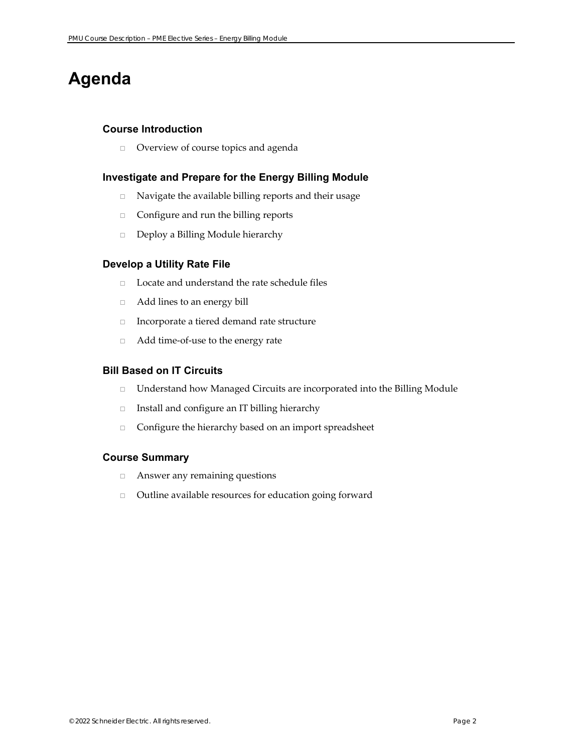# Agenda

### Course Introduction

- Overview of course topics and agenda

### Investigate and Prepare for the Energy Billing Module

- Navigate the available billing reports and their usage
- Configure and run the billing reports
- Deploy a Billing Module hierarchy

### Develop a Utility Rate File

- Locate and understand the rate schedule files
- Add lines to an energy bill
- Incorporate a tiered demand rate structure
- Add time-of-use to the energy rate

### Bill Based on IT Circuits

- Understand how Managed Circuits are incorporated into the Billing Module
- Install and configure an IT billing hierarchy
- Configure the hierarchy based on an import spreadsheet

### Course Summary

- Answer any remaining questions
- Outline available resources for education going forward